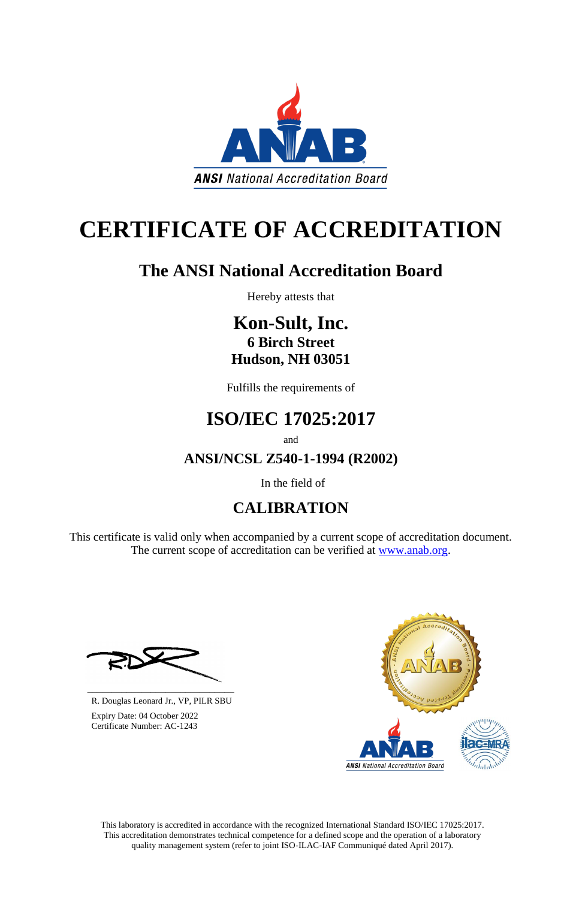ANAB

ANSI National Accreditation Board

# CERTIFICATE OF ACCREDITATION

## The ANSI National Accreditation Board

Hereby attests that

### Kon-Sult, Inc.
**6 Birch Street**
**Hudson, NH 03051**

Fulfills the requirements of

## ISO/IEC 17025:2017

and

### ANSI/NCSL Z540-1-1994 (R2002)

In the field of

## CALIBRATION

This certificate is valid only when accompanied by a current scope of accreditation document.
The current scope of accreditation can be verified at www.anab.org.

R. Douglas Leonard Jr., VP, PILR SBU
Expiry Date: 04 October 2022
Certificate Number: AC-1243

This laboratory is accredited in accordance with the recognized International Standard ISO/IEC 17025:2017. This accreditation demonstrates technical competence for a defined scope and the operation of a laboratory quality management system (refer to joint ISO-ILAC-IAF Communiqué dated April 2017).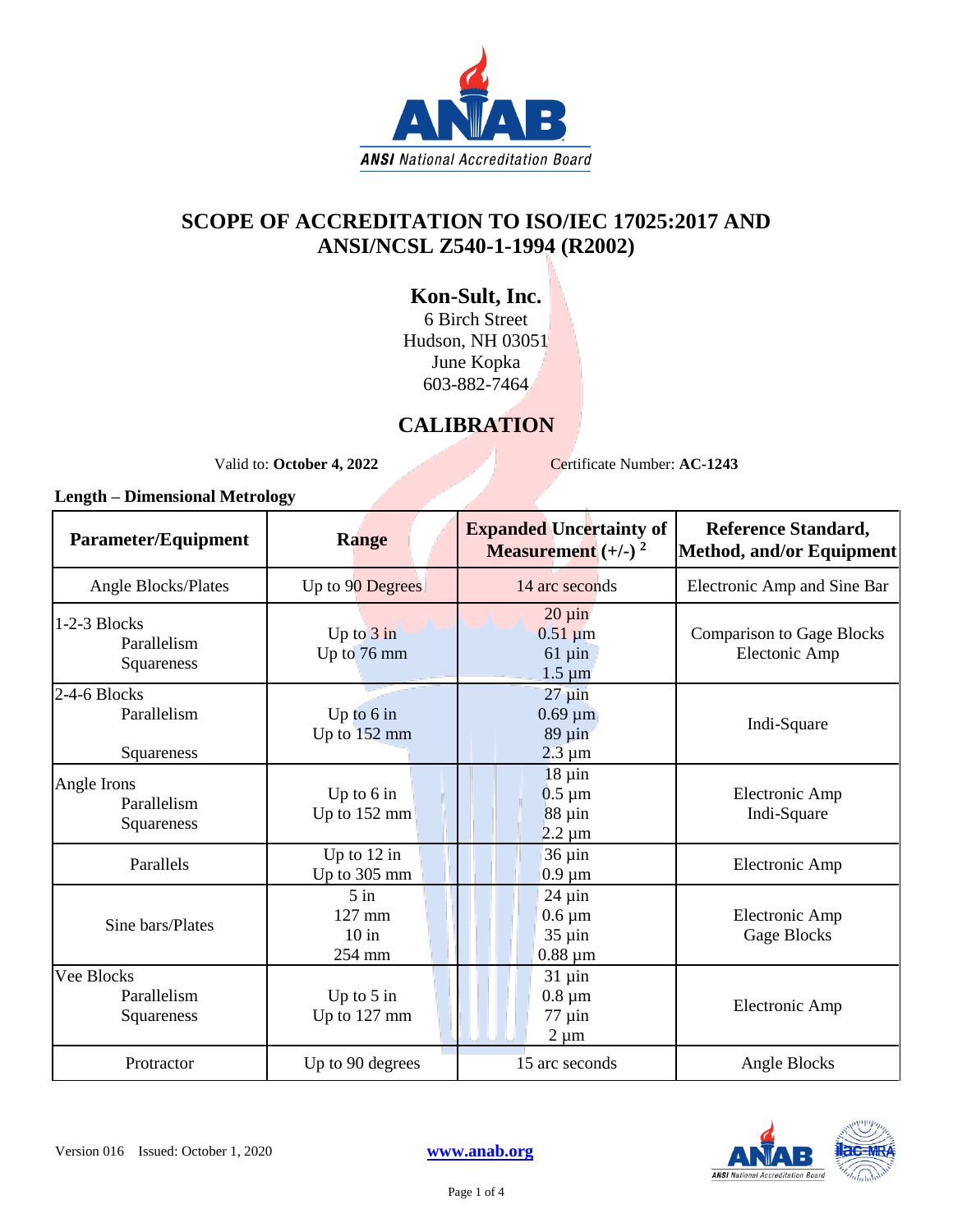# SCOPE OF ACCREDITATION TO ISO/IEC 17025:2017 AND ANSI/NCSL Z540-1-1994 (R2002)

## Kon-Sult, Inc.

6 Birch Street
Hudson, NH 03051
June Kopka
603-882-7464

## CALIBRATION

Valid to: **October 4, 2022** Certificate Number: **AC-1243**

**Length – Dimensional Metrology**

| Parameter/Equipment | Range | Expanded Uncertainty of Measurement (+/-) [2] | Reference Standard, Method, and/or Equipment |
|---|---|---|---|
| Angle Blocks/Plates | Up to 90 Degrees | 14 arc seconds | Electronic Amp and Sine Bar |
| 1-2-3 Blocks<br>Parallelism<br>Squareness | Up to 3 in<br>Up to 76 mm | 20 µin<br>0.51 µm<br>61 µin<br>1.5 µm | Comparison to Gage Blocks<br>Electonic Amp |
| 2-4-6 Blocks<br>Parallelism<br>Squareness | Up to 6 in<br>Up to 152 mm | 27 µin<br>0.69 µm<br>89 µin<br>2.3 µm | Indi-Square |
| Angle Irons<br>Parallelism<br>Squareness | Up to 6 in<br>Up to 152 mm | 18 µin<br>0.5 µm<br>88 µin<br>2.2 µm | Electronic Amp<br>Indi-Square |
| Parallels | Up to 12 in<br>Up to 305 mm | 36 µin<br>0.9 µm | Electronic Amp |
| Sine bars/Plates | 5 in<br>127 mm<br>10 in<br>254 mm | 24 µin<br>0.6 µm<br>35 µin<br>0.88 µm | Electronic Amp<br>Gage Blocks |
| Vee Blocks<br>Parallelism<br>Squareness | Up to 5 in<br>Up to 127 mm | 31 µin<br>0.8 µm<br>77 µin<br>2 µm | Electronic Amp |
| Protractor | Up to 90 degrees | 15 arc seconds | Angle Blocks |

Version 016 Issued: October 1, 2020 www.anab.org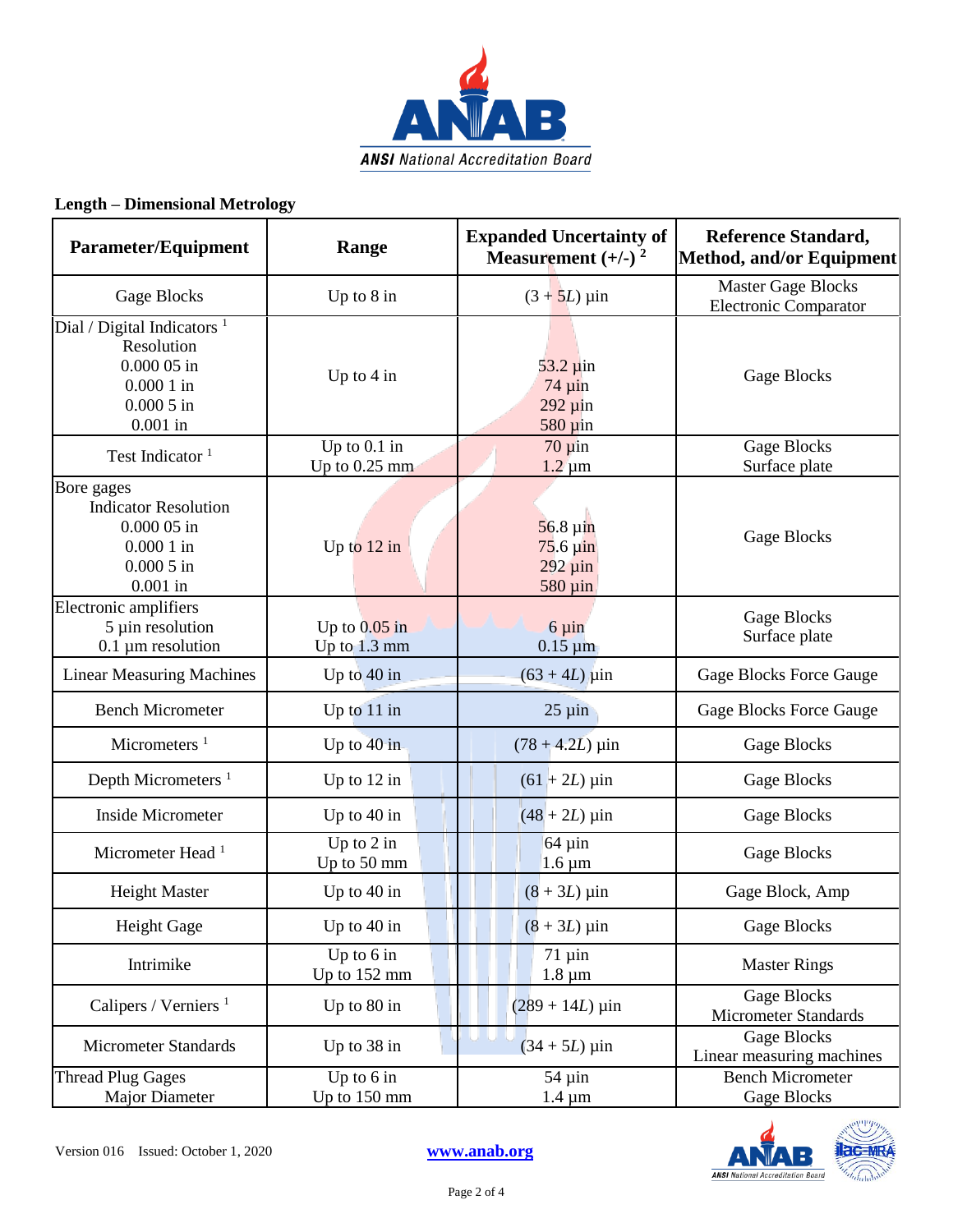## Length – Dimensional Metrology

| Parameter/Equipment | Range | Expanded Uncertainty of Measurement (+/-) [2] | Reference Standard, Method, and/or Equipment |
|---|---|---|---|
| Gage Blocks | Up to 8 in | $(3 + 5L)$ µin | Master Gage Blocks Electronic Comparator |
| Dial / Digital Indicators [1] Resolution 0.000 05 in 0.000 1 in 0.000 5 in 0.001 in | Up to 4 in | 53.2 µin 74 µin 292 µin 580 µin | Gage Blocks |
| Test Indicator [1] | Up to 0.1 in Up to 0.25 mm | 70 µin 1.2 µm | Gage Blocks Surface plate |
| Bore gages Indicator Resolution 0.000 05 in 0.000 1 in 0.000 5 in 0.001 in | Up to 12 in | 56.8 µin 75.6 µin 292 µin 580 µin | Gage Blocks |
| Electronic amplifiers 5 µin resolution 0.1 µm resolution | Up to 0.05 in Up to 1.3 mm | 6 µin 0.15 µm | Gage Blocks Surface plate |
| Linear Measuring Machines | Up to 40 in | $(63 + 4L)$ µin | Gage Blocks Force Gauge |
| Bench Micrometer | Up to 11 in | 25 µin | Gage Blocks Force Gauge |
| Micrometers [1] | Up to 40 in | $(78 + 4.2L)$ µin | Gage Blocks |
| Depth Micrometers [1] | Up to 12 in | $(61 + 2L)$ µin | Gage Blocks |
| Inside Micrometer | Up to 40 in | $(48 + 2L)$ µin | Gage Blocks |
| Micrometer Head [1] | Up to 2 in Up to 50 mm | 64 µin 1.6 µm | Gage Blocks |
| Height Master | Up to 40 in | $(8 + 3L)$ µin | Gage Block, Amp |
| Height Gage | Up to 40 in | $(8 + 3L)$ µin | Gage Blocks |
| Intrimike | Up to 6 in Up to 152 mm | 71 µin 1.8 µm | Master Rings |
| Calipers / Verniers [1] | Up to 80 in | $(289 + 14L)$ µin | Gage Blocks Micrometer Standards |
| Micrometer Standards | Up to 38 in | $(34 + 5L)$ µin | Gage Blocks Linear measuring machines |
| Thread Plug Gages Major Diameter | Up to 6 in Up to 150 mm | 54 µin 1.4 µm | Bench Micrometer Gage Blocks |

Version 016 Issued: October 1, 2020 www.anab.org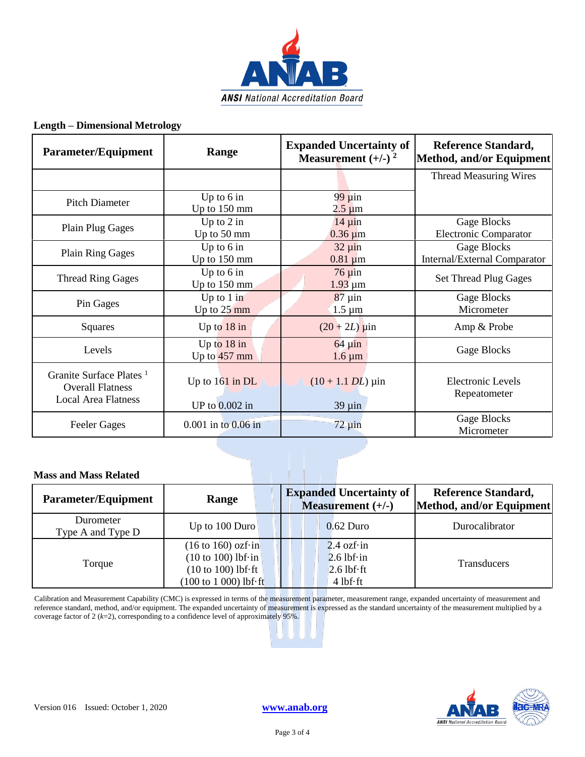## Length – Dimensional Metrology

| Parameter/Equipment | Range | Expanded Uncertainty of Measurement (+/-) [2] | Reference Standard, Method, and/or Equipment |
|---|---|---|---|
| | | | Thread Measuring Wires |
| Pitch Diameter | Up to 6 in<br>Up to 150 mm | 99 µin<br>2.5 µm | |
| Plain Plug Gages | Up to 2 in<br>Up to 50 mm | 14 µin<br>0.36 µm | Gage Blocks<br>Electronic Comparator |
| Plain Ring Gages | Up to 6 in<br>Up to 150 mm | 32 µin<br>0.81 µm | Gage Blocks<br>Internal/External Comparator |
| Thread Ring Gages | Up to 6 in<br>Up to 150 mm | 76 µin<br>1.93 µm | Set Thread Plug Gages |
| Pin Gages | Up to 1 in<br>Up to 25 mm | 87 µin<br>1.5 µm | Gage Blocks<br>Micrometer |
| Squares | Up to 18 in | $(20 + 2L)$ µin | Amp & Probe |
| Levels | Up to 18 in<br>Up to 457 mm | 64 µin<br>1.6 µm | Gage Blocks |
| Granite Surface Plates [1]<br>Overall Flatness<br>Local Area Flatness | Up to 161 in DL<br><br>UP to 0.002 in | $(10 + 1.1\ DL)$ µin<br><br>39 µin | Electronic Levels<br>Repeatometer |
| Feeler Gages | 0.001 in to 0.06 in | 72 µin | Gage Blocks<br>Micrometer |

## Mass and Mass Related

| Parameter/Equipment | Range | Expanded Uncertainty of Measurement (+/-) | Reference Standard, Method, and/or Equipment |
|---|---|---|---|
| Durometer<br>Type A and Type D | Up to 100 Duro | 0.62 Duro | Durocalibrator |
| Torque | (16 to 160) ozf·in<br>(10 to 100) lbf·in<br>(10 to 100) lbf·ft<br>(100 to 1 000) lbf·ft | 2.4 ozf·in<br>2.6 lbf·in<br>2.6 lbf·ft<br>4 lbf·ft | Transducers |

Calibration and Measurement Capability (CMC) is expressed in terms of the measurement parameter, measurement range, expanded uncertainty of measurement and reference standard, method, and/or equipment. The expanded uncertainty of measurement is expressed as the standard uncertainty of the measurement multiplied by a coverage factor of 2 ($k$=2), corresponding to a confidence level of approximately 95%.

Version 016 Issued: October 1, 2020

www.anab.org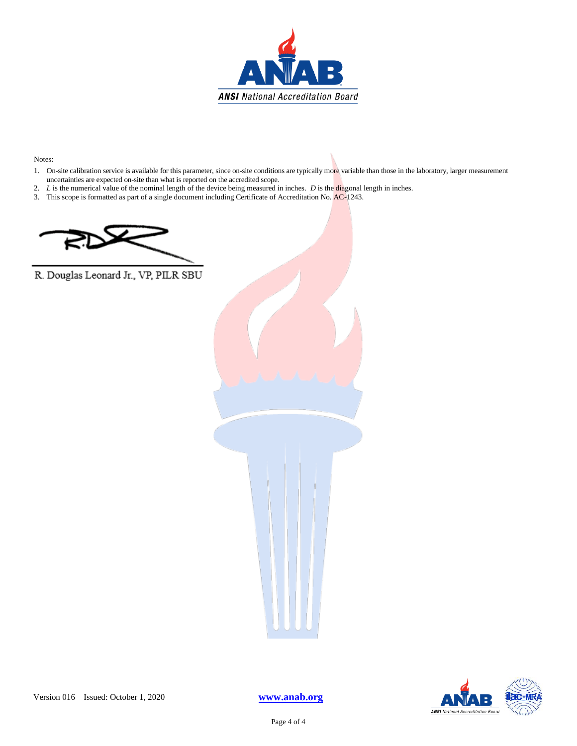Notes:

1. On-site calibration service is available for this parameter, since on-site conditions are typically more variable than those in the laboratory, larger measurement uncertainties are expected on-site than what is reported on the accredited scope.
2. $L$ is the numerical value of the nominal length of the device being measured in inches. $D$ is the diagonal length in inches.
3. This scope is formatted as part of a single document including Certificate of Accreditation No. AC-1243.

R. Douglas Leonard Jr., VP, PILR SBU

Version 016 Issued: October 1, 2020

www.anab.org